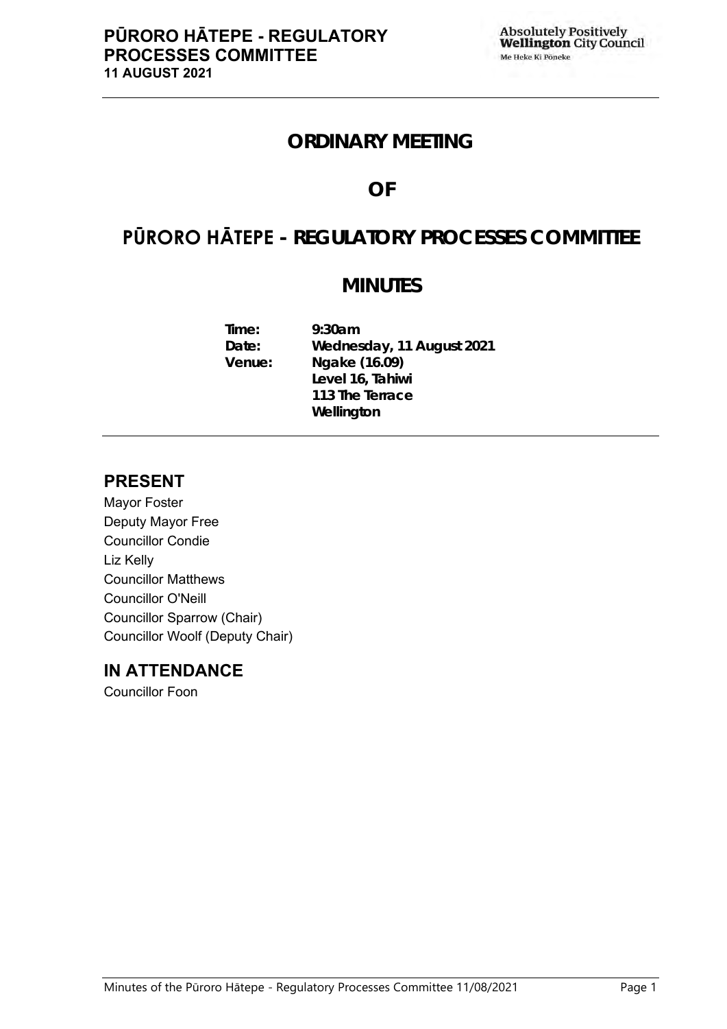# ORDINARY MEETING

# OF

# PŪRORO HĀTEPE - REGULATORY PROCESSES COMMITTEE

# MINUTES

**Time:** 9:30am
**Date:** Wednesday, 11 August 2021
**Venue:** Ngake (16.09)
Level 16, Tahiwi
113 The Terrace
Wellington

## PRESENT

Mayor Foster
Deputy Mayor Free
Councillor Condie
Liz Kelly
Councillor Matthews
Councillor O'Neill
Councillor Sparrow (Chair)
Councillor Woolf (Deputy Chair)

## IN ATTENDANCE

Councillor Foon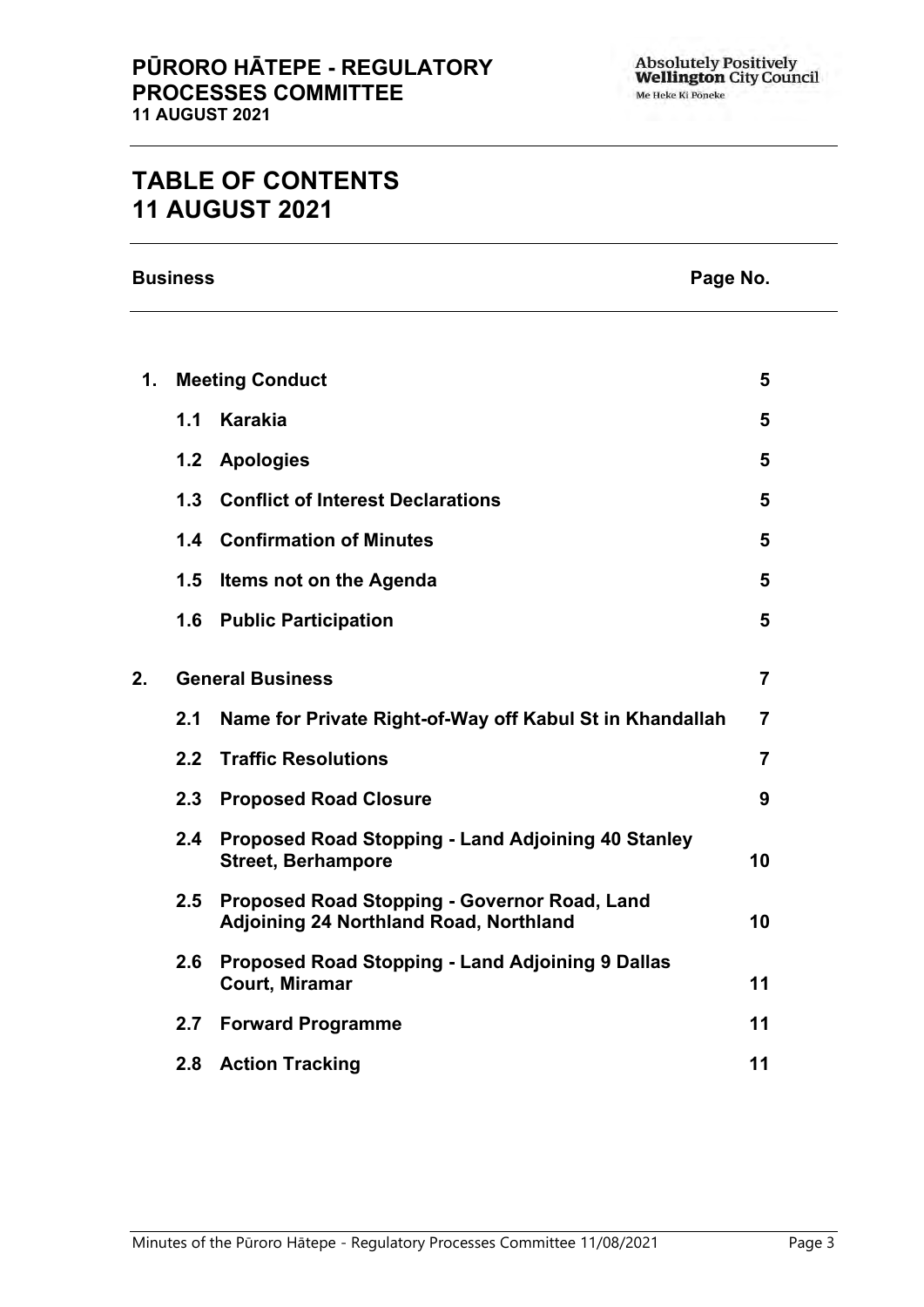# TABLE OF CONTENTS
# 11 AUGUST 2021

| Business | | | Page No. |
|---|---|---|---|
| **1.** | **Meeting Conduct** | | **5** |
| | **1.1** | **Karakia** | **5** |
| | **1.2** | **Apologies** | **5** |
| | **1.3** | **Conflict of Interest Declarations** | **5** |
| | **1.4** | **Confirmation of Minutes** | **5** |
| | **1.5** | **Items not on the Agenda** | **5** |
| | **1.6** | **Public Participation** | **5** |
| **2.** | **General Business** | | **7** |
| | **2.1** | **Name for Private Right-of-Way off Kabul St in Khandallah** | **7** |
| | **2.2** | **Traffic Resolutions** | **7** |
| | **2.3** | **Proposed Road Closure** | **9** |
| | **2.4** | **Proposed Road Stopping - Land Adjoining 40 Stanley Street, Berhampore** | **10** |
| | **2.5** | **Proposed Road Stopping - Governor Road, Land Adjoining 24 Northland Road, Northland** | **10** |
| | **2.6** | **Proposed Road Stopping - Land Adjoining 9 Dallas Court, Miramar** | **11** |
| | **2.7** | **Forward Programme** | **11** |
| | **2.8** | **Action Tracking** | **11** |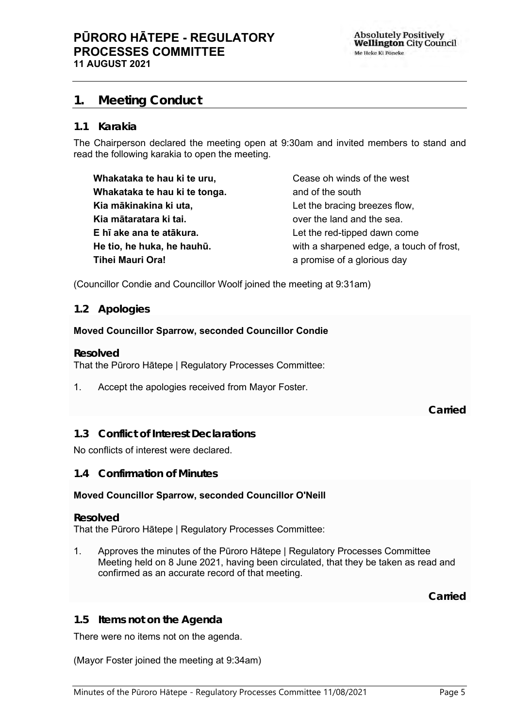# 1. Meeting Conduct

## 1.1 Karakia

The Chairperson declared the meeting open at 9:30am and invited members to stand and read the following karakia to open the meeting.

| | |
|---|---|
| **Whakataka te hau ki te uru,** | Cease oh winds of the west |
| **Whakataka te hau ki te tonga.** | and of the south |
| **Kia mākinakina ki uta,** | Let the bracing breezes flow, |
| **Kia mātaratara ki tai.** | over the land and the sea. |
| **E hī ake ana te atākura.** | Let the red-tipped dawn come |
| **He tio, he huka, he hauhū.** | with a sharpened edge, a touch of frost, |
| **Tihei Mauri Ora!** | a promise of a glorious day |

(Councillor Condie and Councillor Woolf joined the meeting at 9:31am)

## 1.2 Apologies

**Moved Councillor Sparrow, seconded Councillor Condie**

**Resolved**

That the Pūroro Hātepe | Regulatory Processes Committee:

1. Accept the apologies received from Mayor Foster.

**Carried**

## 1.3 Conflict of Interest Declarations

No conflicts of interest were declared.

## 1.4 Confirmation of Minutes

**Moved Councillor Sparrow, seconded Councillor O'Neill**

**Resolved**

That the Pūroro Hātepe | Regulatory Processes Committee:

1. Approves the minutes of the Pūroro Hātepe | Regulatory Processes Committee Meeting held on 8 June 2021, having been circulated, that they be taken as read and confirmed as an accurate record of that meeting.

**Carried**

## 1.5 Items not on the Agenda

There were no items not on the agenda.

(Mayor Foster joined the meeting at 9:34am)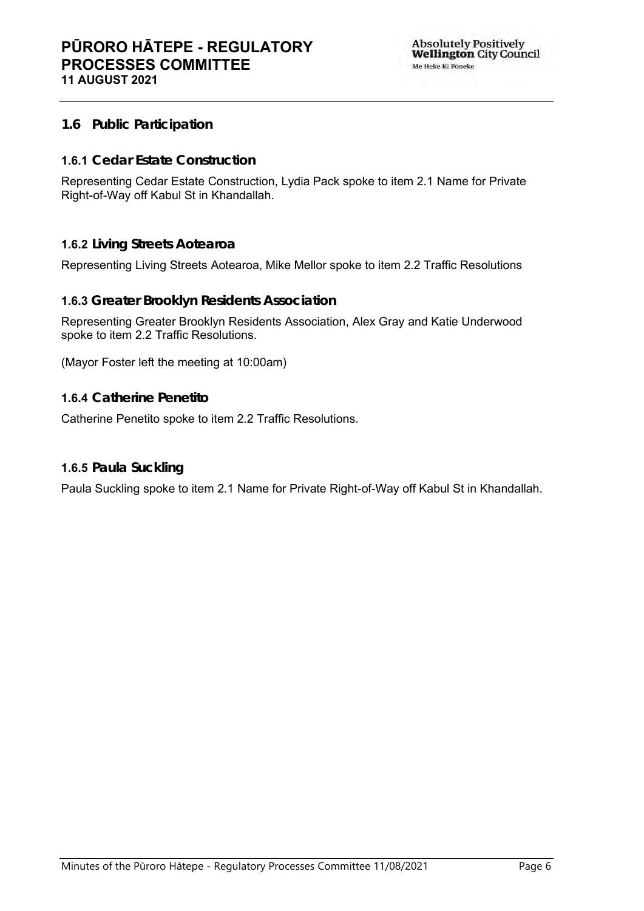## 1.6 Public Participation

### 1.6.1 Cedar Estate Construction

Representing Cedar Estate Construction, Lydia Pack spoke to item 2.1 Name for Private Right-of-Way off Kabul St in Khandallah.

### 1.6.2 Living Streets Aotearoa

Representing Living Streets Aotearoa, Mike Mellor spoke to item 2.2 Traffic Resolutions

### 1.6.3 Greater Brooklyn Residents Association

Representing Greater Brooklyn Residents Association, Alex Gray and Katie Underwood spoke to item 2.2 Traffic Resolutions.

(Mayor Foster left the meeting at 10:00am)

### 1.6.4 Catherine Penetito

Catherine Penetito spoke to item 2.2 Traffic Resolutions.

### 1.6.5 Paula Suckling

Paula Suckling spoke to item 2.1 Name for Private Right-of-Way off Kabul St in Khandallah.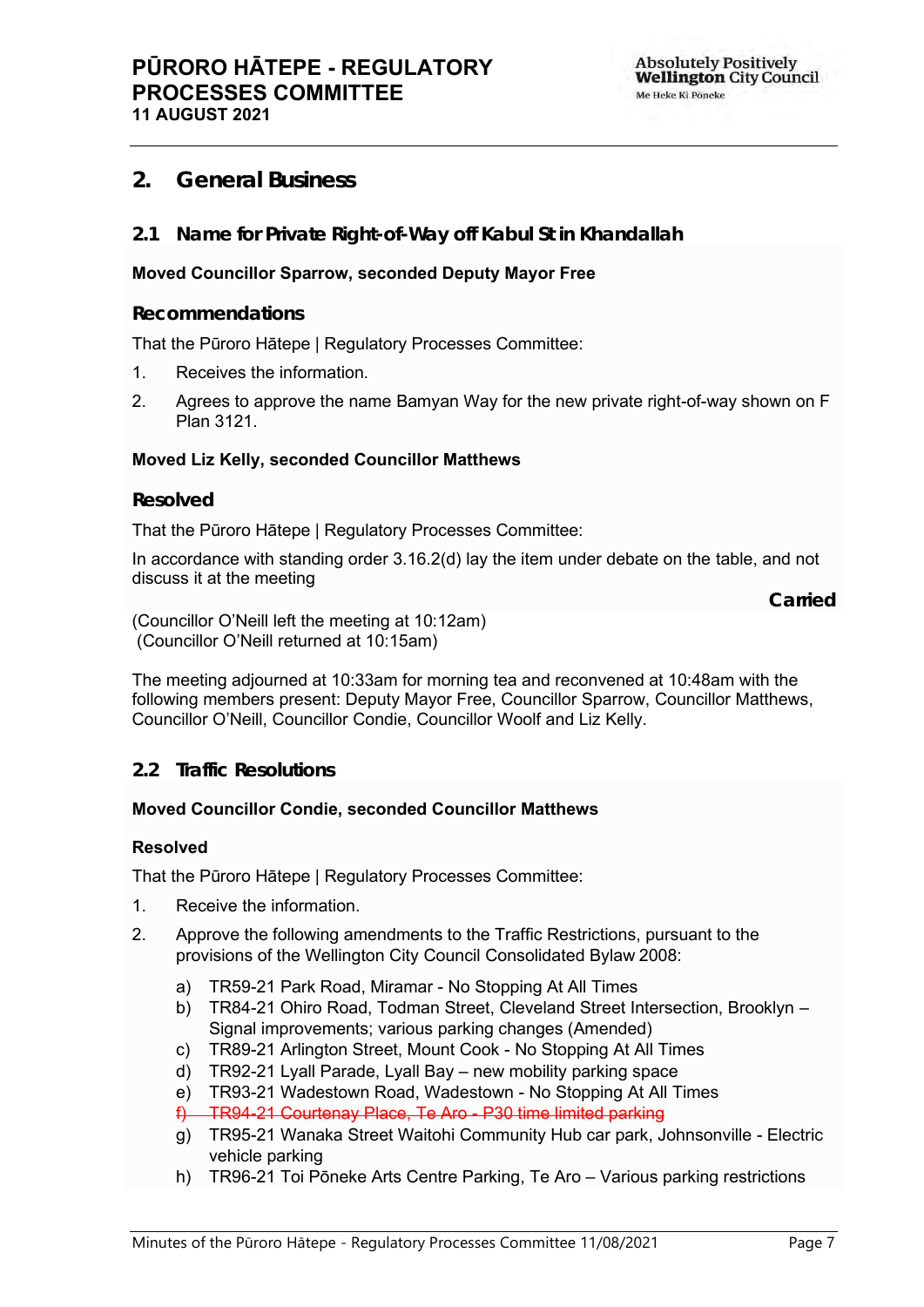## 2. General Business

### 2.1 Name for Private Right-of-Way off Kabul St in Khandallah

**Moved Councillor Sparrow, seconded Deputy Mayor Free**

#### Recommendations

That the Pūroro Hātepe | Regulatory Processes Committee:

1. Receives the information.
2. Agrees to approve the name Bamyan Way for the new private right-of-way shown on F Plan 3121.

**Moved Liz Kelly, seconded Councillor Matthews**

#### Resolved

That the Pūroro Hātepe | Regulatory Processes Committee:

In accordance with standing order 3.16.2(d) lay the item under debate on the table, and not discuss it at the meeting

**Carried**

(Councillor O'Neill left the meeting at 10:12am)
(Councillor O'Neill returned at 10:15am)

The meeting adjourned at 10:33am for morning tea and reconvened at 10:48am with the following members present: Deputy Mayor Free, Councillor Sparrow, Councillor Matthews, Councillor O'Neill, Councillor Condie, Councillor Woolf and Liz Kelly.

### 2.2 Traffic Resolutions

**Moved Councillor Condie, seconded Councillor Matthews**

**Resolved**

That the Pūroro Hātepe | Regulatory Processes Committee:

1. Receive the information.
2. Approve the following amendments to the Traffic Restrictions, pursuant to the provisions of the Wellington City Council Consolidated Bylaw 2008:

    a) TR59-21 Park Road, Miramar - No Stopping At All Times
    b) TR84-21 Ohiro Road, Todman Street, Cleveland Street Intersection, Brooklyn – Signal improvements; various parking changes (Amended)
    c) TR89-21 Arlington Street, Mount Cook - No Stopping At All Times
    d) TR92-21 Lyall Parade, Lyall Bay – new mobility parking space
    e) TR93-21 Wadestown Road, Wadestown - No Stopping At All Times
    f) ~~TR94-21 Courtenay Place, Te Aro - P30 time limited parking~~
    g) TR95-21 Wanaka Street Waitohi Community Hub car park, Johnsonville - Electric vehicle parking
    h) TR96-21 Toi Pōneke Arts Centre Parking, Te Aro – Various parking restrictions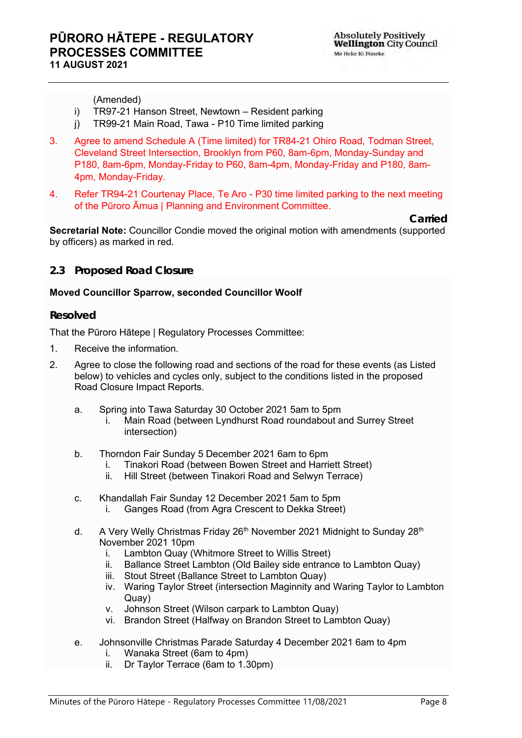(Amended)

i) TR97-21 Hanson Street, Newtown – Resident parking

j) TR99-21 Main Road, Tawa - P10 Time limited parking

3. Agree to amend Schedule A (Time limited) for TR84-21 Ohiro Road, Todman Street, Cleveland Street Intersection, Brooklyn from P60, 8am-6pm, Monday-Sunday and P180, 8am-6pm, Monday-Friday to P60, 8am-4pm, Monday-Friday and P180, 8am-4pm, Monday-Friday.

4. Refer TR94-21 Courtenay Place, Te Aro - P30 time limited parking to the next meeting of the Pūroro Āmua | Planning and Environment Committee.

**Carried**

**Secretarial Note:** Councillor Condie moved the original motion with amendments (supported by officers) as marked in red.

## 2.3 Proposed Road Closure

**Moved Councillor Sparrow, seconded Councillor Woolf**

### Resolved

That the Pūroro Hātepe | Regulatory Processes Committee:

1. Receive the information.
2. Agree to close the following road and sections of the road for these events (as Listed below) to vehicles and cycles only, subject to the conditions listed in the proposed Road Closure Impact Reports.

   a. Spring into Tawa Saturday 30 October 2021 5am to 5pm
      i. Main Road (between Lyndhurst Road roundabout and Surrey Street intersection)

   b. Thorndon Fair Sunday 5 December 2021 6am to 6pm
      i. Tinakori Road (between Bowen Street and Harriett Street)
      ii. Hill Street (between Tinakori Road and Selwyn Terrace)

   c. Khandallah Fair Sunday 12 December 2021 5am to 5pm
      i. Ganges Road (from Agra Crescent to Dekka Street)

   d. A Very Welly Christmas Friday 26th November 2021 Midnight to Sunday 28th November 2021 10pm
      i. Lambton Quay (Whitmore Street to Willis Street)
      ii. Ballance Street Lambton (Old Bailey side entrance to Lambton Quay)
      iii. Stout Street (Ballance Street to Lambton Quay)
      iv. Waring Taylor Street (intersection Maginnity and Waring Taylor to Lambton Quay)
      v. Johnson Street (Wilson carpark to Lambton Quay)
      vi. Brandon Street (Halfway on Brandon Street to Lambton Quay)

   e. Johnsonville Christmas Parade Saturday 4 December 2021 6am to 4pm
      i. Wanaka Street (6am to 4pm)
      ii. Dr Taylor Terrace (6am to 1.30pm)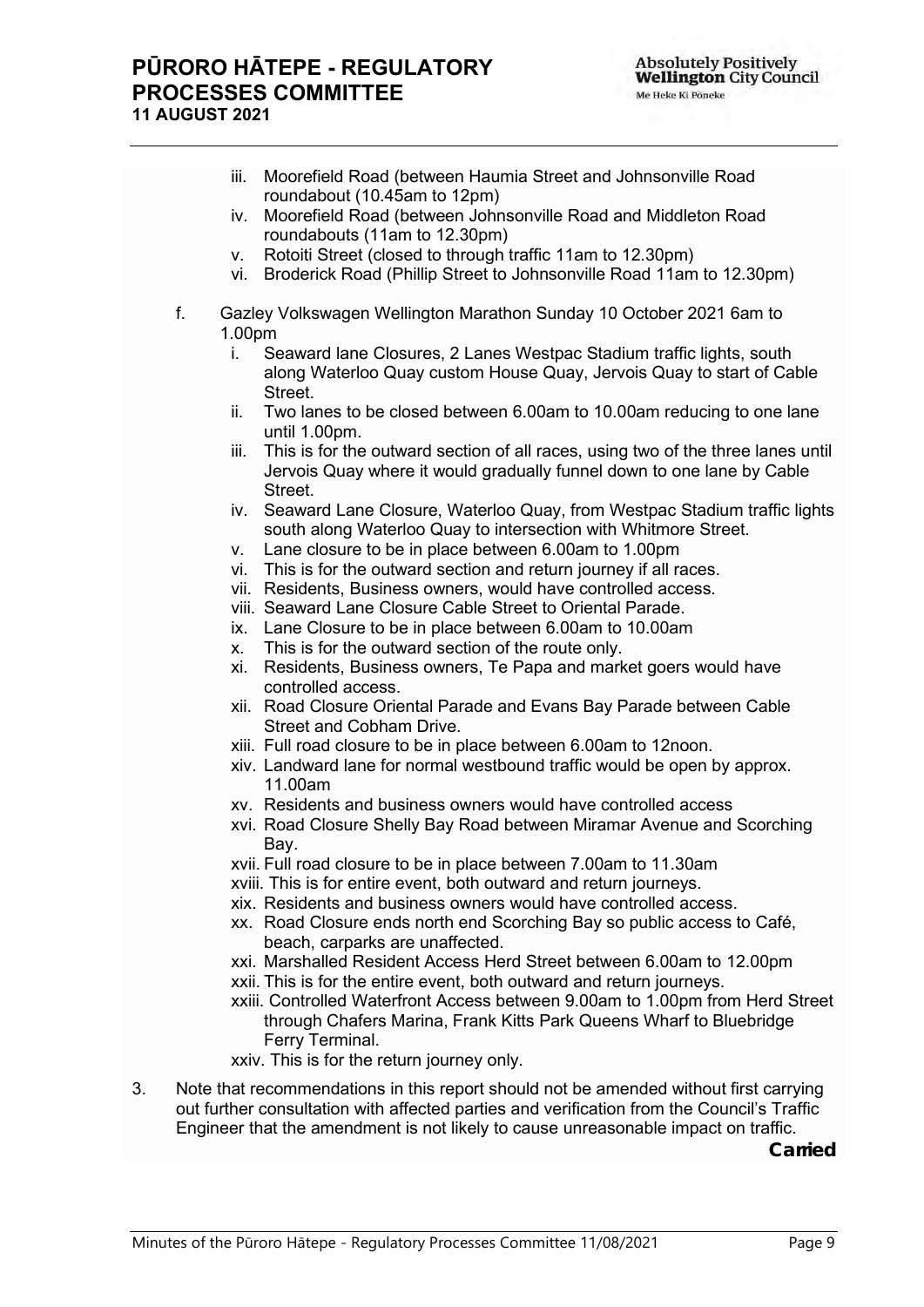iii. Moorefield Road (between Haumia Street and Johnsonville Road roundabout (10.45am to 12pm)
iv. Moorefield Road (between Johnsonville Road and Middleton Road roundabouts (11am to 12.30pm)
v. Rotoiti Street (closed to through traffic 11am to 12.30pm)
vi. Broderick Road (Phillip Street to Johnsonville Road 11am to 12.30pm)

f. Gazley Volkswagen Wellington Marathon Sunday 10 October 2021 6am to 1.00pm
   i. Seaward lane Closures, 2 Lanes Westpac Stadium traffic lights, south along Waterloo Quay custom House Quay, Jervois Quay to start of Cable Street.
   ii. Two lanes to be closed between 6.00am to 10.00am reducing to one lane until 1.00pm.
   iii. This is for the outward section of all races, using two of the three lanes until Jervois Quay where it would gradually funnel down to one lane by Cable Street.
   iv. Seaward Lane Closure, Waterloo Quay, from Westpac Stadium traffic lights south along Waterloo Quay to intersection with Whitmore Street.
   v. Lane closure to be in place between 6.00am to 1.00pm
   vi. This is for the outward section and return journey if all races.
   vii. Residents, Business owners, would have controlled access.
   viii. Seaward Lane Closure Cable Street to Oriental Parade.
   ix. Lane Closure to be in place between 6.00am to 10.00am
   x. This is for the outward section of the route only.
   xi. Residents, Business owners, Te Papa and market goers would have controlled access.
   xii. Road Closure Oriental Parade and Evans Bay Parade between Cable Street and Cobham Drive.
   xiii. Full road closure to be in place between 6.00am to 12noon.
   xiv. Landward lane for normal westbound traffic would be open by approx. 11.00am
   xv. Residents and business owners would have controlled access
   xvi. Road Closure Shelly Bay Road between Miramar Avenue and Scorching Bay.
   xvii. Full road closure to be in place between 7.00am to 11.30am
   xviii. This is for entire event, both outward and return journeys.
   xix. Residents and business owners would have controlled access.
   xx. Road Closure ends north end Scorching Bay so public access to Café, beach, carparks are unaffected.
   xxi. Marshalled Resident Access Herd Street between 6.00am to 12.00pm
   xxii. This is for the entire event, both outward and return journeys.
   xxiii. Controlled Waterfront Access between 9.00am to 1.00pm from Herd Street through Chafers Marina, Frank Kitts Park Queens Wharf to Bluebridge Ferry Terminal.
   xxiv. This is for the return journey only.

3. Note that recommendations in this report should not be amended without first carrying out further consultation with affected parties and verification from the Council's Traffic Engineer that the amendment is not likely to cause unreasonable impact on traffic.

**Carried**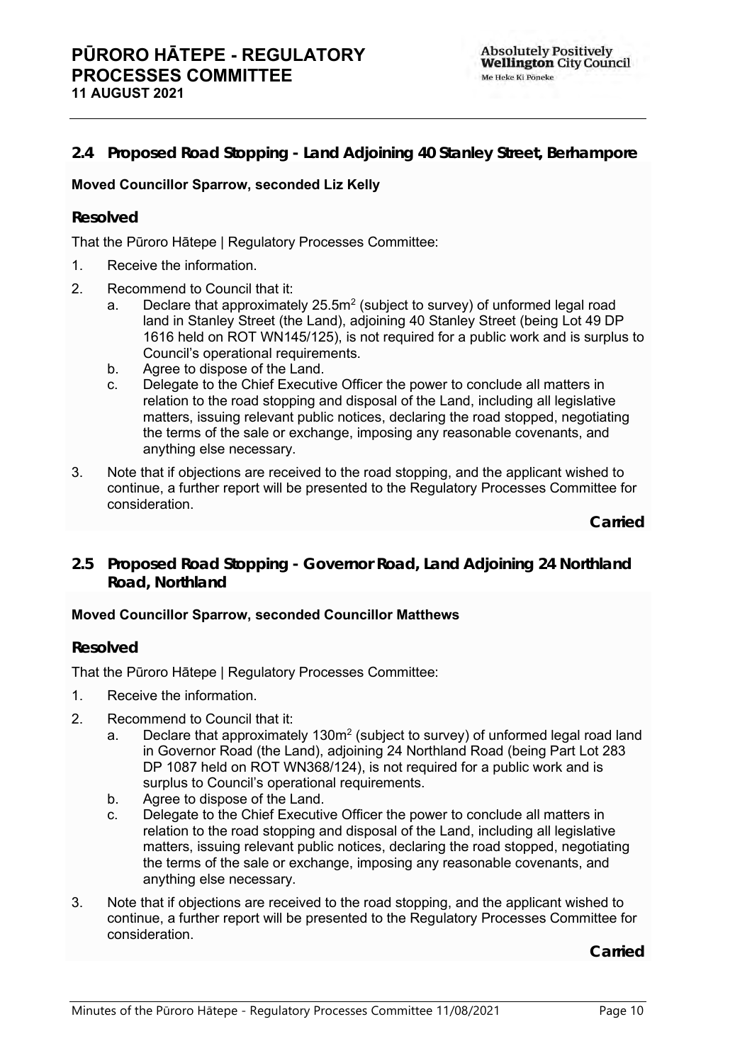## 2.4 Proposed Road Stopping - Land Adjoining 40 Stanley Street, Berhampore

**Moved Councillor Sparrow, seconded Liz Kelly**

### Resolved

That the Pūroro Hātepe | Regulatory Processes Committee:

1. Receive the information.
2. Recommend to Council that it:
   a. Declare that approximately 25.5m$^2$ (subject to survey) of unformed legal road land in Stanley Street (the Land), adjoining 40 Stanley Street (being Lot 49 DP 1616 held on ROT WN145/125), is not required for a public work and is surplus to Council's operational requirements.
   b. Agree to dispose of the Land.
   c. Delegate to the Chief Executive Officer the power to conclude all matters in relation to the road stopping and disposal of the Land, including all legislative matters, issuing relevant public notices, declaring the road stopped, negotiating the terms of the sale or exchange, imposing any reasonable covenants, and anything else necessary.
3. Note that if objections are received to the road stopping, and the applicant wished to continue, a further report will be presented to the Regulatory Processes Committee for consideration.

**Carried**

## 2.5 Proposed Road Stopping - Governor Road, Land Adjoining 24 Northland Road, Northland

**Moved Councillor Sparrow, seconded Councillor Matthews**

### Resolved

That the Pūroro Hātepe | Regulatory Processes Committee:

1. Receive the information.
2. Recommend to Council that it:
   a. Declare that approximately 130m$^2$ (subject to survey) of unformed legal road land in Governor Road (the Land), adjoining 24 Northland Road (being Part Lot 283 DP 1087 held on ROT WN368/124), is not required for a public work and is surplus to Council's operational requirements.
   b. Agree to dispose of the Land.
   c. Delegate to the Chief Executive Officer the power to conclude all matters in relation to the road stopping and disposal of the Land, including all legislative matters, issuing relevant public notices, declaring the road stopped, negotiating the terms of the sale or exchange, imposing any reasonable covenants, and anything else necessary.
3. Note that if objections are received to the road stopping, and the applicant wished to continue, a further report will be presented to the Regulatory Processes Committee for consideration.

**Carried**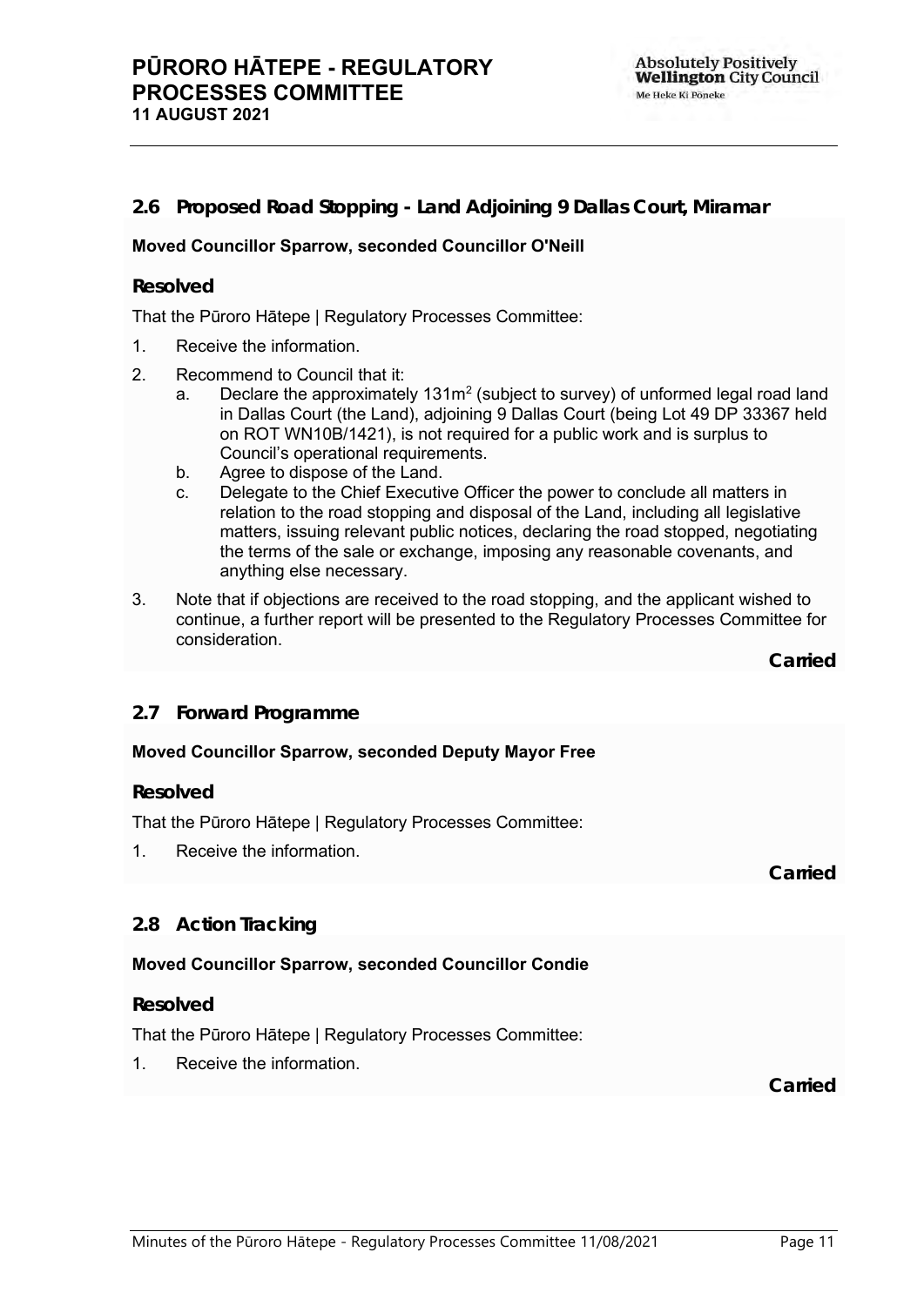## 2.6 Proposed Road Stopping - Land Adjoining 9 Dallas Court, Miramar

**Moved Councillor Sparrow, seconded Councillor O'Neill**

### Resolved

That the Pūroro Hātepe | Regulatory Processes Committee:

1. Receive the information.
2. Recommend to Council that it:
   a. Declare the approximately 131m$^2$ (subject to survey) of unformed legal road land in Dallas Court (the Land), adjoining 9 Dallas Court (being Lot 49 DP 33367 held on ROT WN10B/1421), is not required for a public work and is surplus to Council's operational requirements.
   b. Agree to dispose of the Land.
   c. Delegate to the Chief Executive Officer the power to conclude all matters in relation to the road stopping and disposal of the Land, including all legislative matters, issuing relevant public notices, declaring the road stopped, negotiating the terms of the sale or exchange, imposing any reasonable covenants, and anything else necessary.
3. Note that if objections are received to the road stopping, and the applicant wished to continue, a further report will be presented to the Regulatory Processes Committee for consideration.

**Carried**

## 2.7 Forward Programme

**Moved Councillor Sparrow, seconded Deputy Mayor Free**

### Resolved

That the Pūroro Hātepe | Regulatory Processes Committee:

1. Receive the information.

**Carried**

## 2.8 Action Tracking

**Moved Councillor Sparrow, seconded Councillor Condie**

### Resolved

That the Pūroro Hātepe | Regulatory Processes Committee:

1. Receive the information.

**Carried**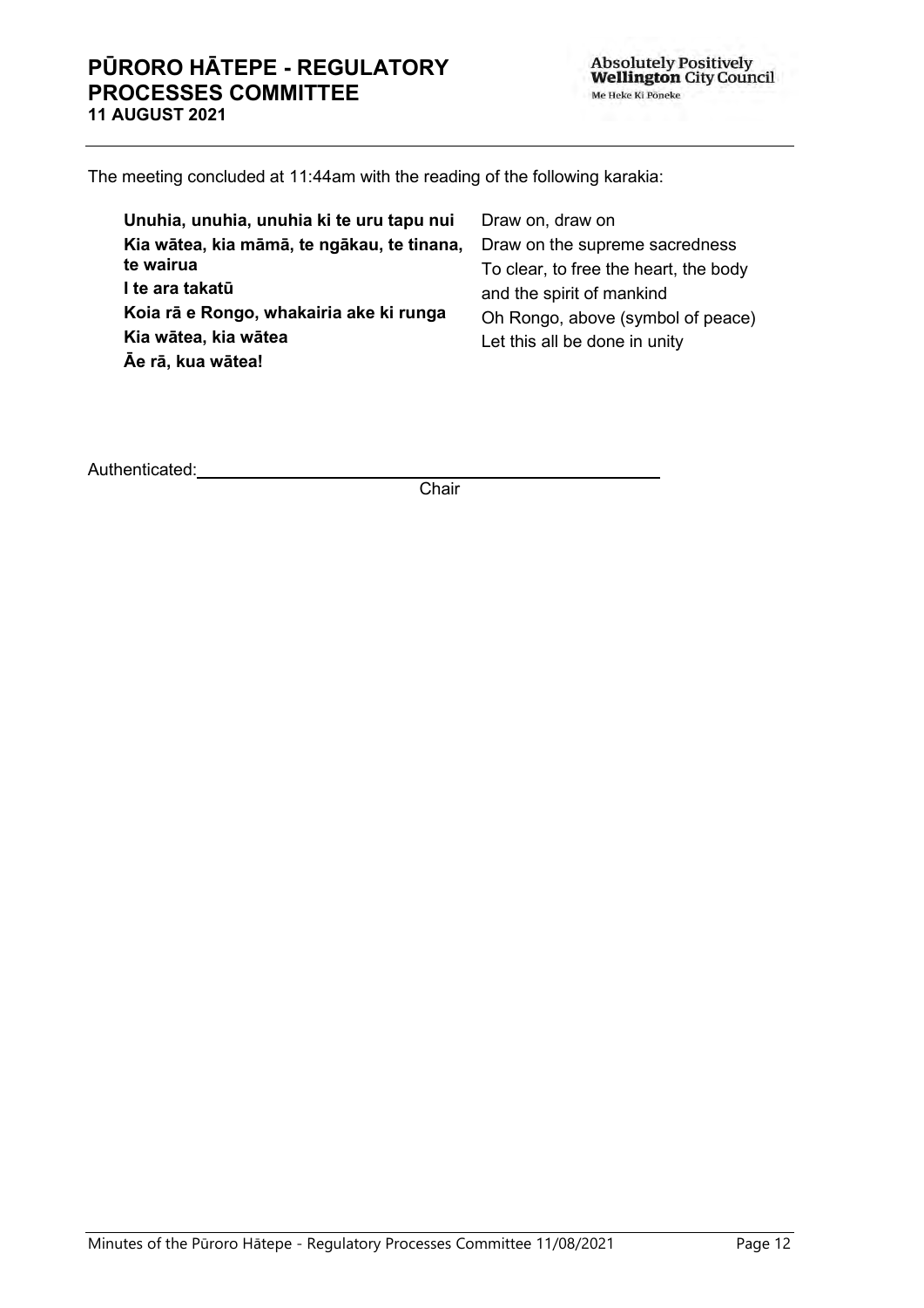The meeting concluded at 11:44am with the reading of the following karakia:

| | |
|---|---|
| **Unuhia, unuhia, unuhia ki te uru tapu nui** | Draw on, draw on |
| **Kia wātea, kia māmā, te ngākau, te tinana, te wairua** | Draw on the supreme sacredness |
| **I te ara takatū** | To clear, to free the heart, the body |
| **Koia rā e Rongo, whakairia ake ki runga** | and the spirit of mankind |
| **Kia wātea, kia wātea** | Oh Rongo, above (symbol of peace) |
| **Āe rā, kua wātea!** | Let this all be done in unity |

Authenticated: ______________________________
Chair